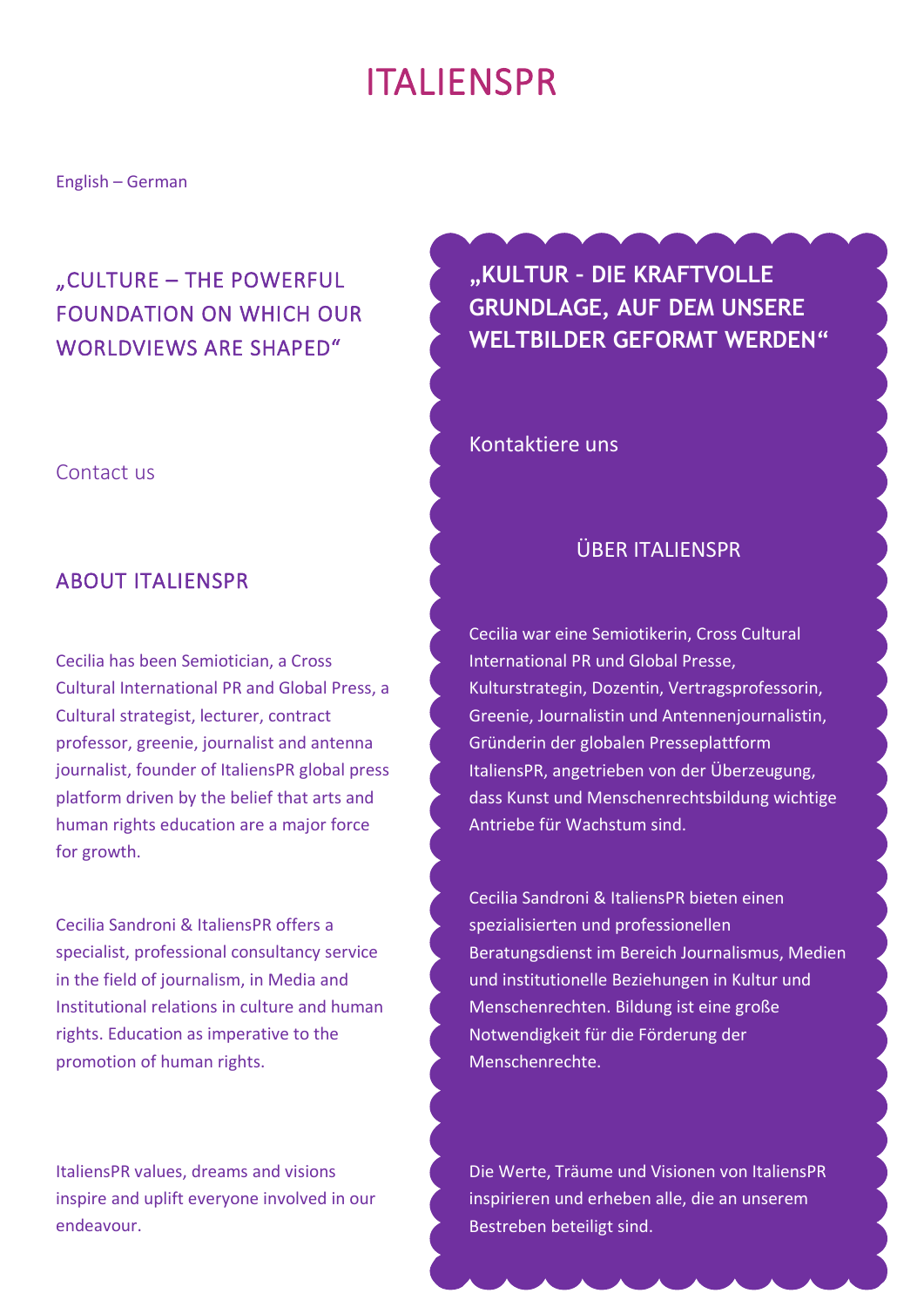# ITALIENSPR

English – German

## „CULTURE – THE POWERFUL FOUNDATION ON WHICH OUR WORLDVIEWS ARE SHAPED“

Contact us

## ABOUT ITALIENSPR

Cecilia has been Semiotician, a Cross Cultural International PR and Global Press, a Cultural strategist, lecturer, contract professor, greenie, journalist and antenna journalist, founder of ItaliensPR global press platform driven by the belief that arts and human rights education are a major force for growth.

Cecilia Sandroni & ItaliensPR offers a specialist, professional consultancy service in the field of journalism, in Media and Institutional relations in culture and human rights. Education as imperative to the promotion of human rights.

ItaliensPR values, dreams and visions inspire and uplift everyone involved in our endeavour.

## „KULTUR - DIE KRAFTVOLLE GRUNDLAGE, AUF DEM UNSERE WELTBILDER GEFORMT WERDEN“

Kontaktiere uns

## ÜBER ITALIENSPR

Cecilia war eine Semiotikerin, Cross Cultural International PR und Global Presse, Kulturstrategin, Dozentin, Vertragsprofessorin, Greenie, Journalistin und Antennenjournalistin, Gründerin der globalen Presseplattform ItaliensPR, angetrieben von der Überzeugung, dass Kunst und Menschenrechtsbildung wichtige Antriebe für Wachstum sind.

Cecilia Sandroni & ItaliensPR bieten einen spezialisierten und professionellen Beratungsdienst im Bereich Journalismus, Medien und institutionelle Beziehungen in Kultur und Menschenrechten. Bildung ist eine große Notwendigkeit für die Förderung der Menschenrechte.

Die Werte, Träume und Visionen von ItaliensPR inspirieren und erheben alle, die an unserem Bestreben beteiligt sind.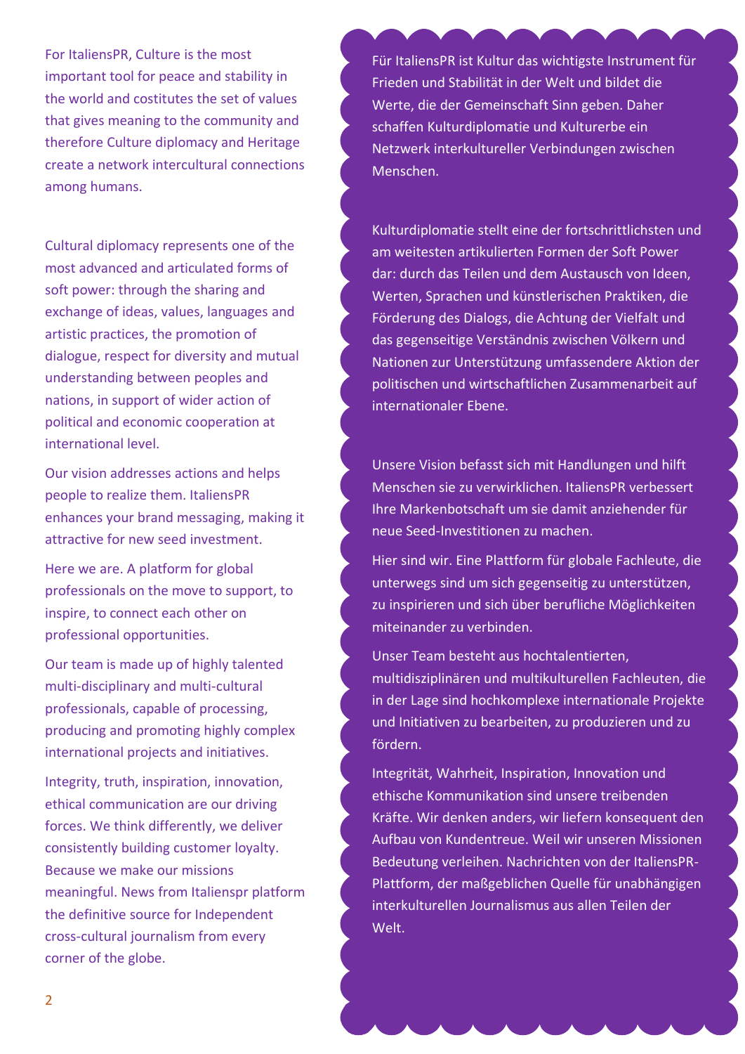For ItaliensPR, Culture is the most important tool for peace and stability in the world and costitutes the set of values that gives meaning to the community and therefore Culture diplomacy and Heritage create a network intercultural connections among humans.

Cultural diplomacy represents one of the most advanced and articulated forms of soft power: through the sharing and exchange of ideas, values, languages and artistic practices, the promotion of dialogue, respect for diversity and mutual understanding between peoples and nations, in support of wider action of political and economic cooperation at international level.

Our vision addresses actions and helps people to realize them. ItaliensPR enhances your brand messaging, making it attractive for new seed investment.

Here we are. A platform for global professionals on the move to support, to inspire, to connect each other on professional opportunities.

Our team is made up of highly talented multi-disciplinary and multi-cultural professionals, capable of processing, producing and promoting highly complex international projects and initiatives.

Integrity, truth, inspiration, innovation, ethical communication are our driving forces. We think differently, we deliver consistently building customer loyalty. Because we make our missions meaningful. News from Italienspr platform the definitive source for Independent cross-cultural journalism from every corner of the globe.

Für ItaliensPR ist Kultur das wichtigste Instrument für Frieden und Stabilität in der Welt und bildet die Werte, die der Gemeinschaft Sinn geben. Daher schaffen Kulturdiplomatie und Kulturerbe ein Netzwerk interkultureller Verbindungen zwischen Menschen.

Kulturdiplomatie stellt eine der fortschrittlichsten und am weitesten artikulierten Formen der Soft Power dar: durch das Teilen und dem Austausch von Ideen, Werten, Sprachen und künstlerischen Praktiken, die Förderung des Dialogs, die Achtung der Vielfalt und das gegenseitige Verständnis zwischen Völkern und Nationen zur Unterstützung umfassendere Aktion der politischen und wirtschaftlichen Zusammenarbeit auf internationaler Ebene.

Unsere Vision befasst sich mit Handlungen und hilft Menschen sie zu verwirklichen. ItaliensPR verbessert Ihre Markenbotschaft um sie damit anziehender für neue Seed-Investitionen zu machen.

Hier sind wir. Eine Plattform für globale Fachleute, die unterwegs sind um sich gegenseitig zu unterstützen, zu inspirieren und sich über berufliche Möglichkeiten miteinander zu verbinden.

Unser Team besteht aus hochtalentierten, multidisziplinären und multikulturellen Fachleuten, die in der Lage sind hochkomplexe internationale Projekte und Initiativen zu bearbeiten, zu produzieren und zu fördern.

Integrität, Wahrheit, Inspiration, Innovation und ethische Kommunikation sind unsere treibenden Kräfte. Wir denken anders, wir liefern konsequent den Aufbau von Kundentreue. Weil wir unseren Missionen Bedeutung verleihen. Nachrichten von der ItaliensPR-Plattform, der maßgeblichen Quelle für unabhängigen interkulturellen Journalismus aus allen Teilen der Welt.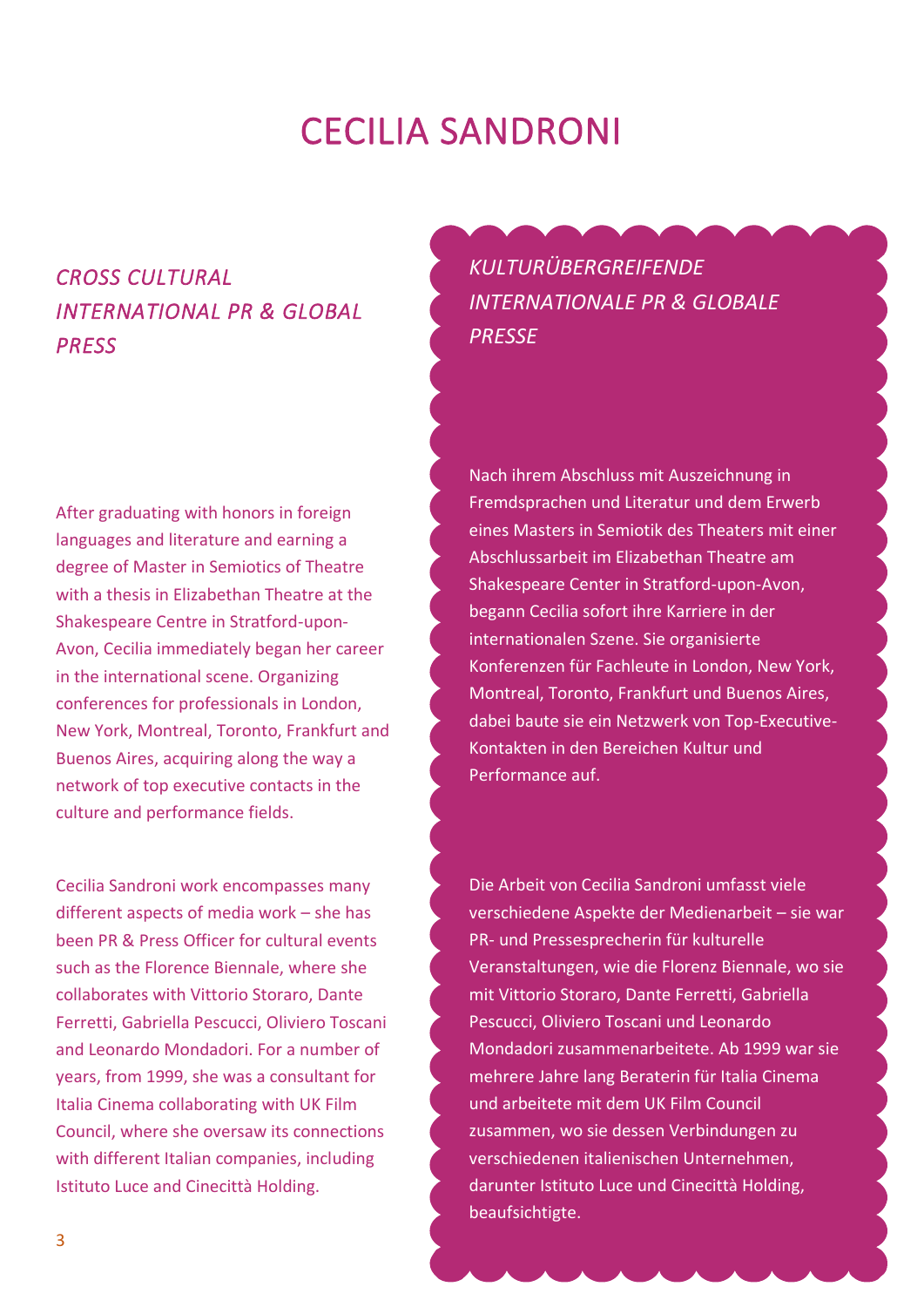# CECILIA SANDRONI

## *CROSS CULTURAL INTERNATIONAL PR & GLOBAL PRESS*

After graduating with honors in foreign languages and literature and earning a degree of Master in Semiotics of Theatre with a thesis in Elizabethan Theatre at the Shakespeare Centre in Stratford-upon-Avon, Cecilia immediately began her career in the international scene. Organizing conferences for professionals in London, New York, Montreal, Toronto, Frankfurt and Buenos Aires, acquiring along the way a network of top executive contacts in the culture and performance fields.

Cecilia Sandroni work encompasses many different aspects of media work – she has been PR & Press Officer for cultural events such as the Florence Biennale, where she collaborates with Vittorio Storaro, Dante Ferretti, Gabriella Pescucci, Oliviero Toscani and Leonardo Mondadori. For a number of years, from 1999, she was a consultant for Italia Cinema collaborating with UK Film Council, where she oversaw its connections with different Italian companies, including Istituto Luce and Cinecittà Holding.

## *KULTURÜBERGREIFENDE INTERNATIONALE PR & GLOBALE PRESSE*

Nach ihrem Abschluss mit Auszeichnung in Fremdsprachen und Literatur und dem Erwerb eines Masters in Semiotik des Theaters mit einer Abschlussarbeit im Elizabethan Theatre am Shakespeare Center in Stratford-upon-Avon, begann Cecilia sofort ihre Karriere in der internationalen Szene. Sie organisierte Konferenzen für Fachleute in London, New York, Montreal, Toronto, Frankfurt und Buenos Aires, dabei baute sie ein Netzwerk von Top-Executive-Kontakten in den Bereichen Kultur und Performance auf.

Die Arbeit von Cecilia Sandroni umfasst viele verschiedene Aspekte der Medienarbeit – sie war PR- und Pressesprecherin für kulturelle Veranstaltungen, wie die Florenz Biennale, wo sie mit Vittorio Storaro, Dante Ferretti, Gabriella Pescucci, Oliviero Toscani und Leonardo Mondadori zusammenarbeitete. Ab 1999 war sie mehrere Jahre lang Beraterin für Italia Cinema und arbeitete mit dem UK Film Council zusammen, wo sie dessen Verbindungen zu verschiedenen italienischen Unternehmen, darunter Istituto Luce und Cinecittà Holding, beaufsichtigte.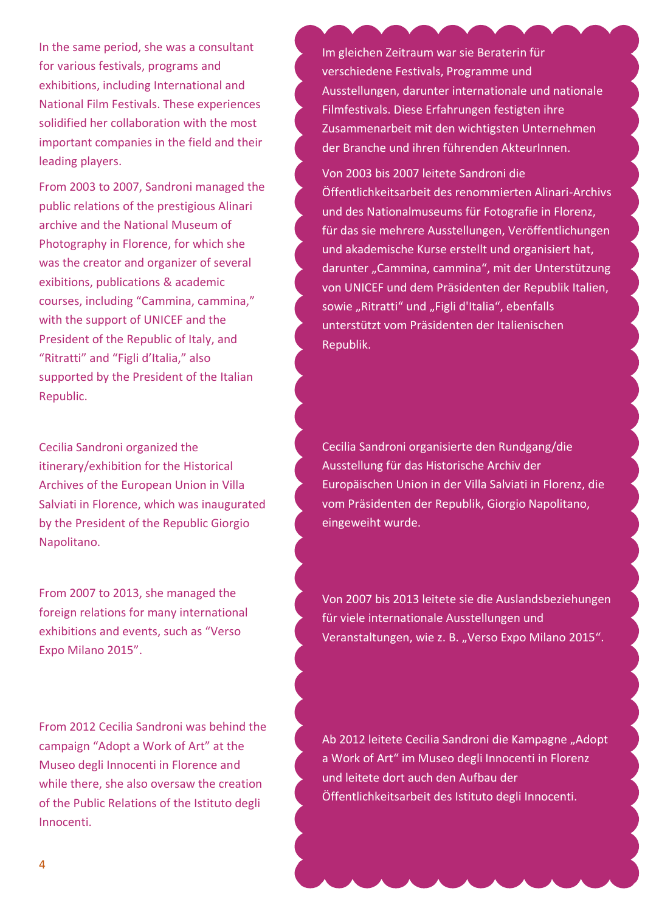In the same period, she was a consultant for various festivals, programs and exhibitions, including International and National Film Festivals. These experiences solidified her collaboration with the most important companies in the field and their leading players.

From 2003 to 2007, Sandroni managed the public relations of the prestigious Alinari archive and the National Museum of Photography in Florence, for which she was the creator and organizer of several exibitions, publications & academic courses, including “Cammina, cammina,” with the support of UNICEF and the President of the Republic of Italy, and “Ritratti” and “Figli d’Italia,” also supported by the President of the Italian Republic.

Cecilia Sandroni organized the itinerary/exhibition for the Historical Archives of the European Union in Villa Salviati in Florence, which was inaugurated by the President of the Republic Giorgio Napolitano.

From 2007 to 2013, she managed the foreign relations for many international exhibitions and events, such as “Verso Expo Milano 2015”.

From 2012 Cecilia Sandroni was behind the campaign “Adopt a Work of Art” at the Museo degli Innocenti in Florence and while there, she also oversaw the creation of the Public Relations of the Istituto degli Innocenti.

Im gleichen Zeitraum war sie Beraterin für verschiedene Festivals, Programme und Ausstellungen, darunter internationale und nationale Filmfestivals. Diese Erfahrungen festigten ihre Zusammenarbeit mit den wichtigsten Unternehmen der Branche und ihren führenden AkteurInnen.

Von 2003 bis 2007 leitete Sandroni die Öffentlichkeitsarbeit des renommierten Alinari-Archivs und des Nationalmuseums für Fotografie in Florenz, für das sie mehrere Ausstellungen, Veröffentlichungen und akademische Kurse erstellt und organisiert hat, darunter „Cammina, cammina“, mit der Unterstützung von UNICEF und dem Präsidenten der Republik Italien, sowie „Ritratti“ und „Figli d'Italia“, ebenfalls unterstützt vom Präsidenten der Italienischen Republik.

Cecilia Sandroni organisierte den Rundgang/die Ausstellung für das Historische Archiv der Europäischen Union in der Villa Salviati in Florenz, die vom Präsidenten der Republik, Giorgio Napolitano, eingeweiht wurde.

Von 2007 bis 2013 leitete sie die Auslandsbeziehungen für viele internationale Ausstellungen und Veranstaltungen, wie z. B. „Verso Expo Milano 2015“.

Ab 2012 leitete Cecilia Sandroni die Kampagne „Adopt a Work of Art“ im Museo degli Innocenti in Florenz und leitete dort auch den Aufbau der Öffentlichkeitsarbeit des Istituto degli Innocenti.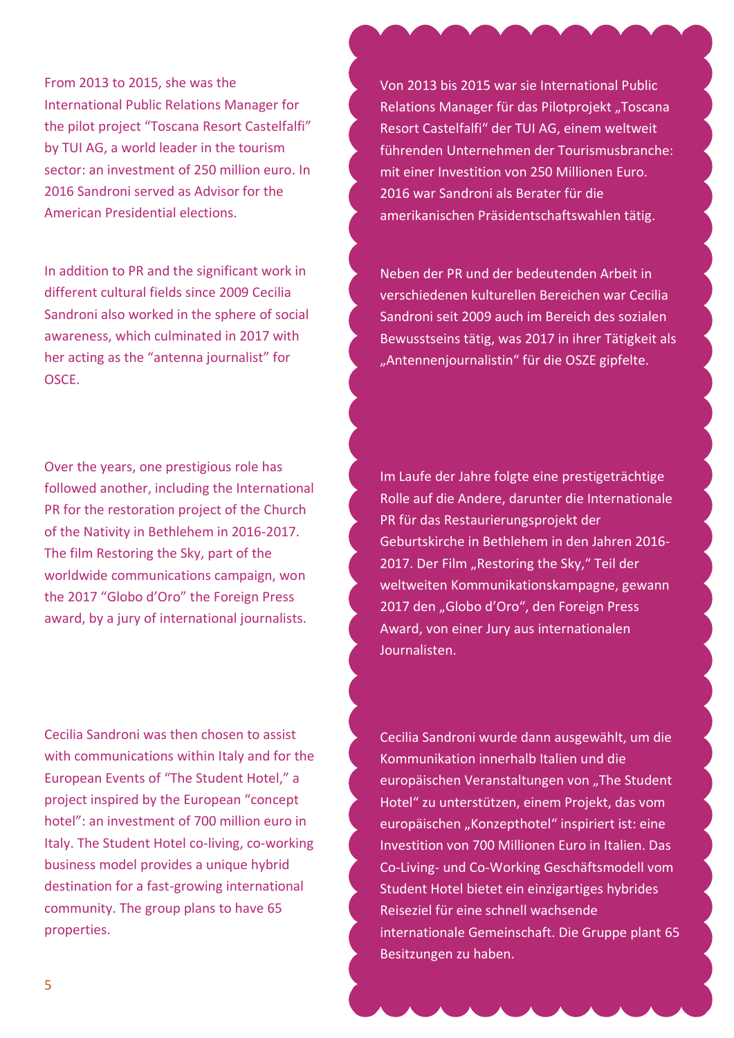From 2013 to 2015, she was the International Public Relations Manager for the pilot project "Toscana Resort Castelfalfi" by TUI AG, a world leader in the tourism sector: an investment of 250 million euro. In 2016 Sandroni served as Advisor for the American Presidential elections.

In addition to PR and the significant work in different cultural fields since 2009 Cecilia Sandroni also worked in the sphere of social awareness, which culminated in 2017 with her acting as the "antenna journalist" for OSCE.

Over the years, one prestigious role has followed another, including the International PR for the restoration project of the Church of the Nativity in Bethlehem in 2016-2017. The film Restoring the Sky, part of the worldwide communications campaign, won the 2017 "Globo d'Oro" the Foreign Press award, by a jury of international journalists.

Cecilia Sandroni was then chosen to assist with communications within Italy and for the European Events of "The Student Hotel," a project inspired by the European "concept hotel": an investment of 700 million euro in Italy. The Student Hotel co-living, co-working business model provides a unique hybrid destination for a fast-growing international community. The group plans to have 65 properties.

Von 2013 bis 2015 war sie International Public Relations Manager für das Pilotprojekt „Toscana Resort Castelfalfi" der TUI AG, einem weltweit führenden Unternehmen der Tourismusbranche: mit einer Investition von 250 Millionen Euro. 2016 war Sandroni als Berater für die amerikanischen Präsidentschaftswahlen tätig.

Neben der PR und der bedeutenden Arbeit in verschiedenen kulturellen Bereichen war Cecilia Sandroni seit 2009 auch im Bereich des sozialen Bewusstseins tätig, was 2017 in ihrer Tätigkeit als „Antennenjournalistin" für die OSZE gipfelte.

Im Laufe der Jahre folgte eine prestigeträchtige Rolle auf die Andere, darunter die Internationale PR für das Restaurierungsprojekt der Geburtskirche in Bethlehem in den Jahren 2016-2017. Der Film „Restoring the Sky," Teil der weltweiten Kommunikationskampagne, gewann 2017 den „Globo d'Oro", den Foreign Press Award, von einer Jury aus internationalen Journalisten.

Cecilia Sandroni wurde dann ausgewählt, um die Kommunikation innerhalb Italien und die europäischen Veranstaltungen von „The Student Hotel" zu unterstützen, einem Projekt, das vom europäischen „Konzepthotel" inspiriert ist: eine Investition von 700 Millionen Euro in Italien. Das Co-Living- und Co-Working Geschäftsmodell vom Student Hotel bietet ein einzigartiges hybrides Reiseziel für eine schnell wachsende internationale Gemeinschaft. Die Gruppe plant 65 Besitzungen zu haben.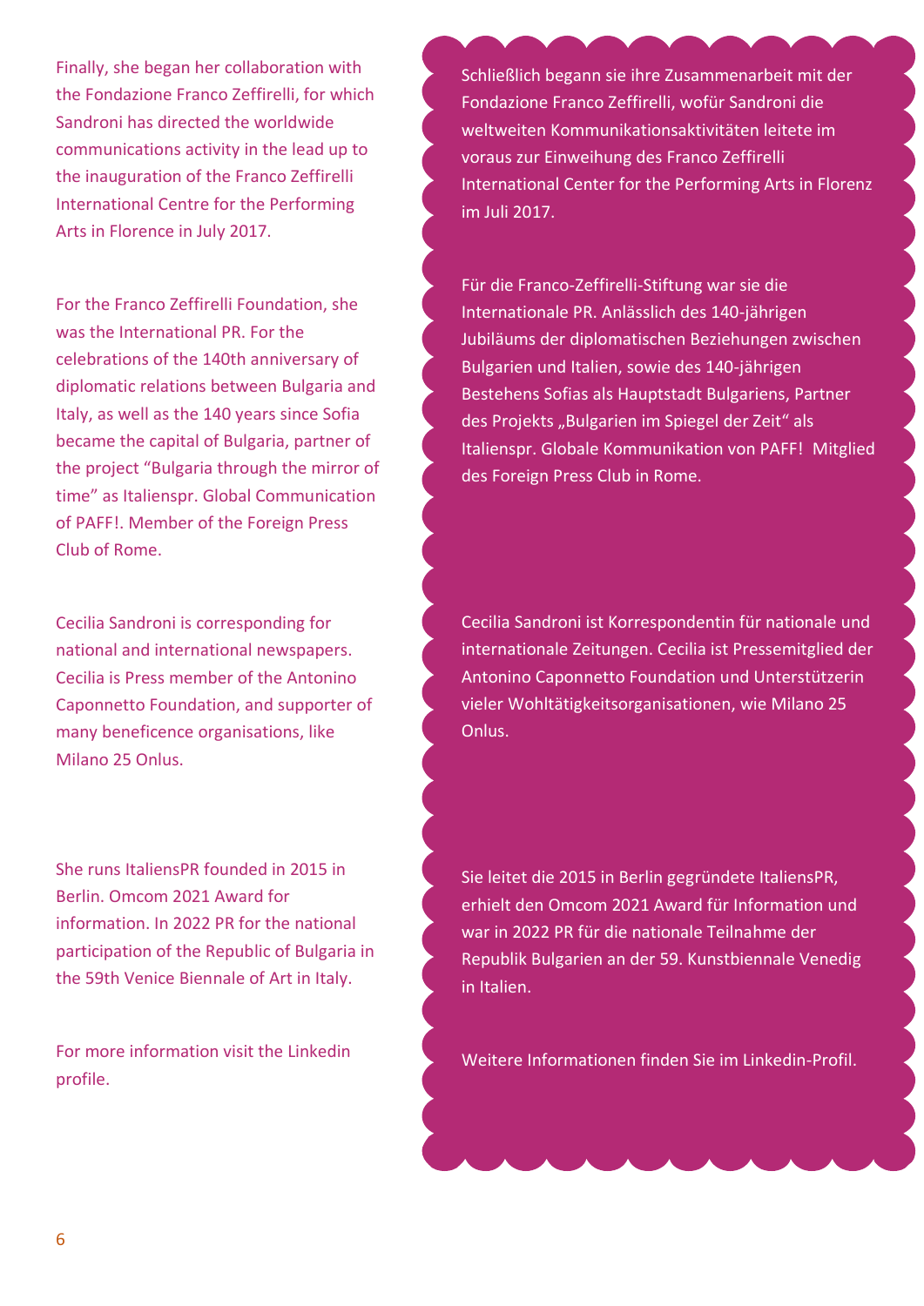Finally, she began her collaboration with the Fondazione Franco Zeffirelli, for which Sandroni has directed the worldwide communications activity in the lead up to the inauguration of the Franco Zeffirelli International Centre for the Performing Arts in Florence in July 2017.

For the Franco Zeffirelli Foundation, she was the International PR. For the celebrations of the 140th anniversary of diplomatic relations between Bulgaria and Italy, as well as the 140 years since Sofia became the capital of Bulgaria, partner of the project "Bulgaria through the mirror of time" as Italienspr. Global Communication of PAFF!. Member of the Foreign Press Club of Rome.

Cecilia Sandroni is corresponding for national and international newspapers. Cecilia is Press member of the Antonino Caponnetto Foundation, and supporter of many beneficence organisations, like Milano 25 Onlus.

She runs ItaliensPR founded in 2015 in Berlin. Omcom 2021 Award for information. In 2022 PR for the national participation of the Republic of Bulgaria in the 59th Venice Biennale of Art in Italy.

For more information visit the Linkedin profile.

Schließlich begann sie ihre Zusammenarbeit mit der Fondazione Franco Zeffirelli, wofür Sandroni die weltweiten Kommunikationsaktivitäten leitete im voraus zur Einweihung des Franco Zeffirelli International Center for the Performing Arts in Florenz im Juli 2017.

Für die Franco-Zeffirelli-Stiftung war sie die Internationale PR. Anlässlich des 140-jährigen Jubiläums der diplomatischen Beziehungen zwischen Bulgarien und Italien, sowie des 140-jährigen Bestehens Sofias als Hauptstadt Bulgariens, Partner des Projekts „Bulgarien im Spiegel der Zeit" als Italienspr. Globale Kommunikation von PAFF! Mitglied des Foreign Press Club in Rome.

Cecilia Sandroni ist Korrespondentin für nationale und internationale Zeitungen. Cecilia ist Pressemitglied der Antonino Caponnetto Foundation und Unterstützerin vieler Wohltätigkeitsorganisationen, wie Milano 25 Onlus.

Sie leitet die 2015 in Berlin gegründete ItaliensPR, erhielt den Omcom 2021 Award für Information und war in 2022 PR für die nationale Teilnahme der Republik Bulgarien an der 59. Kunstbiennale Venedig in Italien.

Weitere Informationen finden Sie im Linkedin-Profil.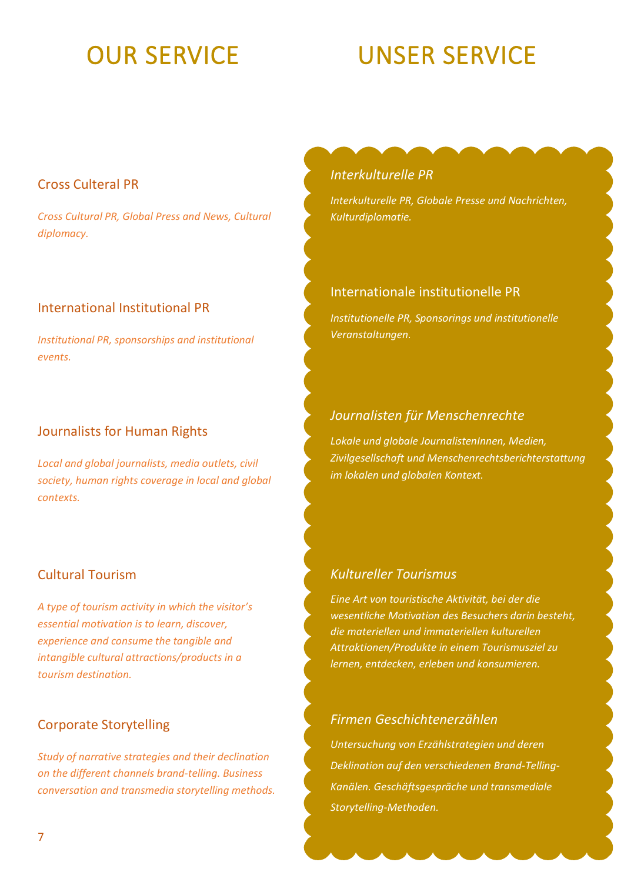# OUR SERVICE

## Cross Culteral PR

*Cross Cultural PR, Global Press and News, Cultural diplomacy.*

## International Institutional PR

*Institutional PR, sponsorships and institutional events.*

## Journalists for Human Rights

*Local and global journalists, media outlets, civil society, human rights coverage in local and global contexts.*

## Cultural Tourism

*A type of tourism activity in which the visitor's essential motivation is to learn, discover, experience and consume the tangible and intangible cultural attractions/products in a tourism destination.*

## Corporate Storytelling

*Study of narrative strategies and their declination on the different channels brand-telling. Business conversation and transmedia storytelling methods.*

# UNSER SERVICE

## *Interkulturelle PR*

*Interkulturelle PR, Globale Presse und Nachrichten, Kulturdiplomatie.*

## Internationale institutionelle PR

*Institutionelle PR, Sponsorings und institutionelle Veranstaltungen.*

## *Journalisten für Menschenrechte*

*Lokale und globale JournalistenInnen, Medien, Zivilgesellschaft und Menschenrechtsberichterstattung im lokalen und globalen Kontext.*

## *Kultureller Tourismus*

*Eine Art von touristische Aktivität, bei der die wesentliche Motivation des Besuchers darin besteht, die materiellen und immateriellen kulturellen Attraktionen/Produkte in einem Tourismusziel zu lernen, entdecken, erleben und konsumieren.*

## *Firmen Geschichtenerzählen*

*Untersuchung von Erzählstrategien und deren Deklination auf den verschiedenen Brand-Telling-Kanälen. Geschäftsgespräche und transmediale Storytelling-Methoden.*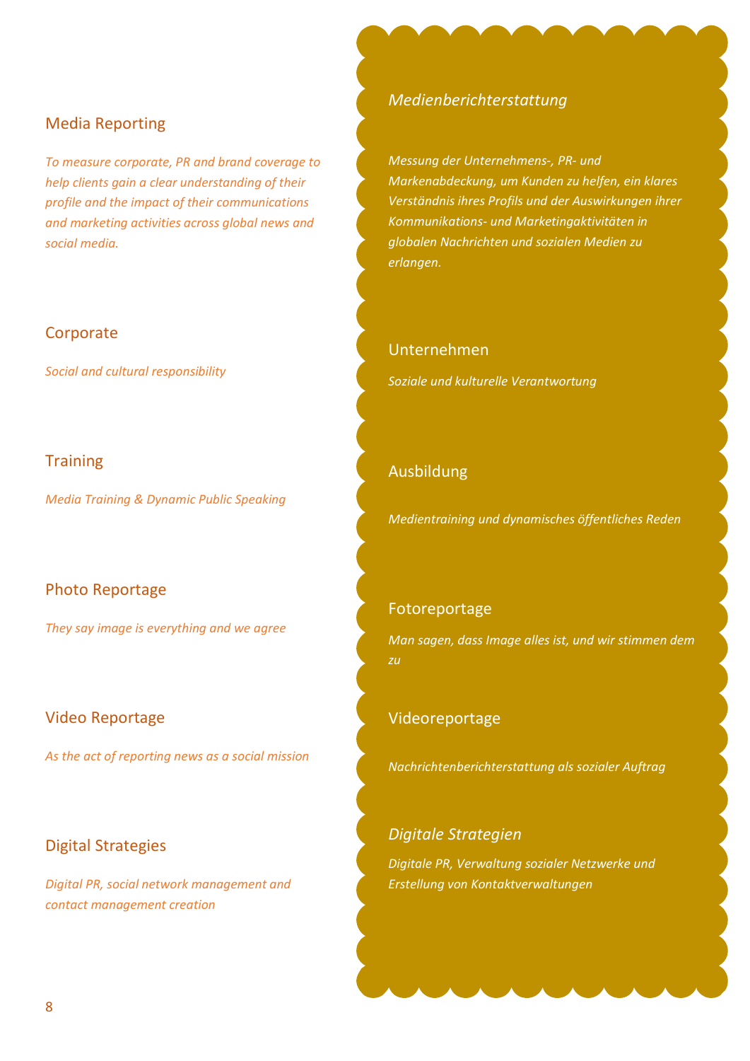## Media Reporting

*To measure corporate, PR and brand coverage to help clients gain a clear understanding of their profile and the impact of their communications and marketing activities across global news and social media.*

## Corporate

*Social and cultural responsibility*

## Training

*Media Training & Dynamic Public Speaking*

## Photo Reportage

*They say image is everything and we agree*

## Video Reportage

*As the act of reporting news as a social mission*

## Digital Strategies

*Digital PR, social network management and contact management creation*

## *Medienberichterstattung*

*Messung der Unternehmens-, PR- und Markenabdeckung, um Kunden zu helfen, ein klares Verständnis ihres Profils und der Auswirkungen ihrer Kommunikations- und Marketingaktivitäten in globalen Nachrichten und sozialen Medien zu erlangen.*

## Unternehmen

*Soziale und kulturelle Verantwortung*

## Ausbildung

*Medientraining und dynamisches öffentliches Reden*

## Fotoreportage

*Man sagen, dass Image alles ist, und wir stimmen dem zu*

## Videoreportage

*Nachrichtenberichterstattung als sozialer Auftrag*

## *Digitale Strategien*

*Digitale PR, Verwaltung sozialer Netzwerke und Erstellung von Kontaktverwaltungen*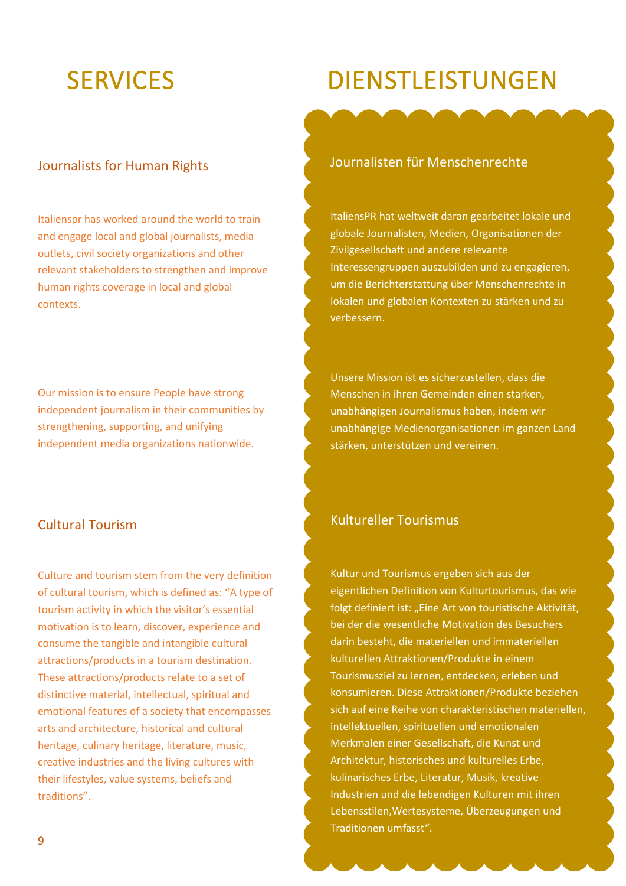# SERVICES

## Journalists for Human Rights

Italienspr has worked around the world to train and engage local and global journalists, media outlets, civil society organizations and other relevant stakeholders to strengthen and improve human rights coverage in local and global contexts.

Our mission is to ensure People have strong independent journalism in their communities by strengthening, supporting, and unifying independent media organizations nationwide.

## Cultural Tourism

Culture and tourism stem from the very definition of cultural tourism, which is defined as: "A type of tourism activity in which the visitor's essential motivation is to learn, discover, experience and consume the tangible and intangible cultural attractions/products in a tourism destination. These attractions/products relate to a set of distinctive material, intellectual, spiritual and emotional features of a society that encompasses arts and architecture, historical and cultural heritage, culinary heritage, literature, music, creative industries and the living cultures with their lifestyles, value systems, beliefs and traditions".

# DIENSTLEISTUNGEN

## Journalisten für Menschenrechte

ItaliensPR hat weltweit daran gearbeitet lokale und globale Journalisten, Medien, Organisationen der Zivilgesellschaft und andere relevante Interessengruppen auszubilden und zu engagieren, um die Berichterstattung über Menschenrechte in lokalen und globalen Kontexten zu stärken und zu verbessern.

Unsere Mission ist es sicherzustellen, dass die Menschen in ihren Gemeinden einen starken, unabhängigen Journalismus haben, indem wir unabhängige Medienorganisationen im ganzen Land stärken, unterstützen und vereinen.

## Kultureller Tourismus

Kultur und Tourismus ergeben sich aus der eigentlichen Definition von Kulturtourismus, das wie folgt definiert ist: „Eine Art von touristische Aktivität, bei der die wesentliche Motivation des Besuchers darin besteht, die materiellen und immateriellen kulturellen Attraktionen/Produkte in einem Tourismusziel zu lernen, entdecken, erleben und konsumieren. Diese Attraktionen/Produkte beziehen sich auf eine Reihe von charakteristischen materiellen, intellektuellen, spirituellen und emotionalen Merkmalen einer Gesellschaft, die Kunst und Architektur, historisches und kulturelles Erbe, kulinarisches Erbe, Literatur, Musik, kreative Industrien und die lebendigen Kulturen mit ihren Lebensstilen,Wertesysteme, Überzeugungen und Traditionen umfasst".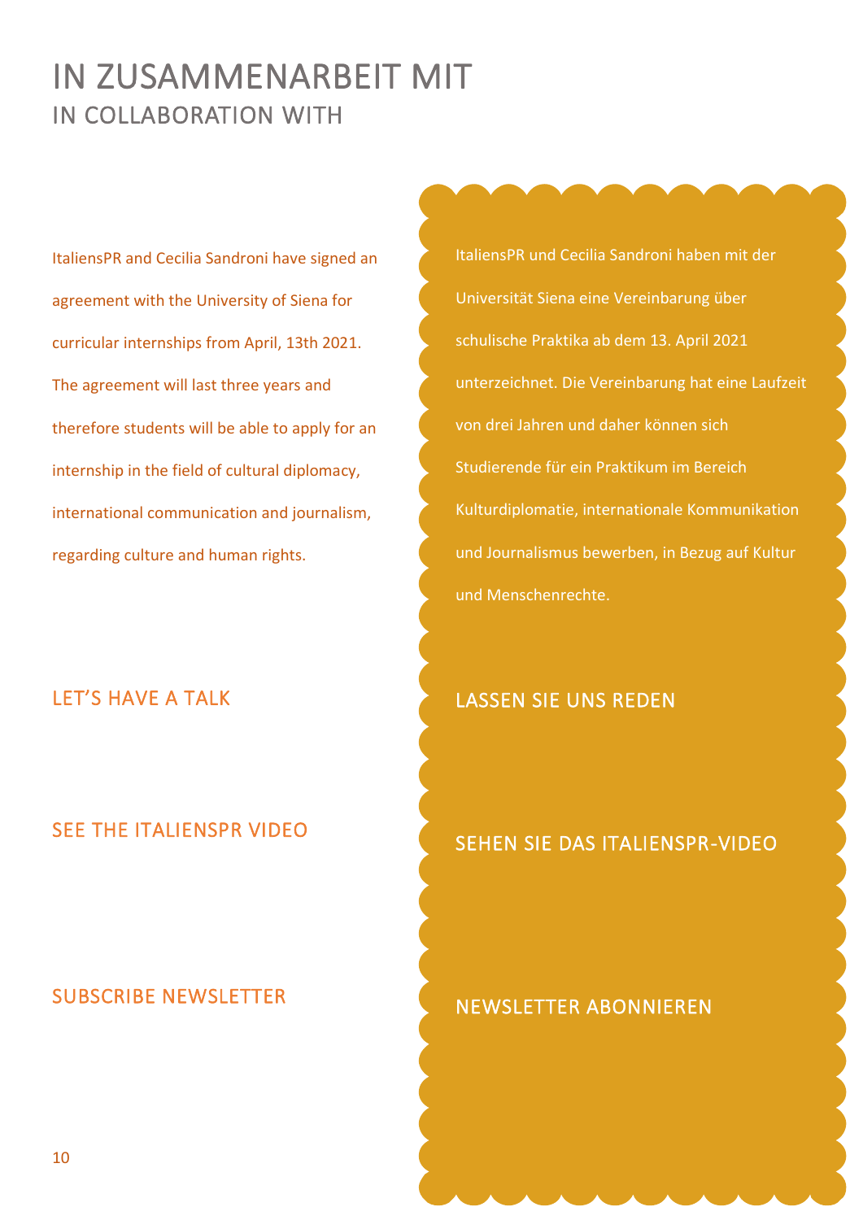# IN ZUSAMMENARBEIT MIT
## IN COLLABORATION WITH

ItaliensPR and Cecilia Sandroni have signed an agreement with the University of Siena for curricular internships from April, 13th 2021. The agreement will last three years and therefore students will be able to apply for an internship in the field of cultural diplomacy, international communication and journalism, regarding culture and human rights.

ItaliensPR und Cecilia Sandroni haben mit der Universität Siena eine Vereinbarung über schulische Praktika ab dem 13. April 2021 unterzeichnet. Die Vereinbarung hat eine Laufzeit von drei Jahren und daher können sich Studierende für ein Praktikum im Bereich Kulturdiplomatie, internationale Kommunikation und Journalismus bewerben, in Bezug auf Kultur und Menschenrechte.

### LET'S HAVE A TALK

### LASSEN SIE UNS REDEN

### SEE THE ITALIENSPR VIDEO

### SEHEN SIE DAS ITALIENSPR-VIDEO

### SUBSCRIBE NEWSLETTER

### NEWSLETTER ABONNIEREN